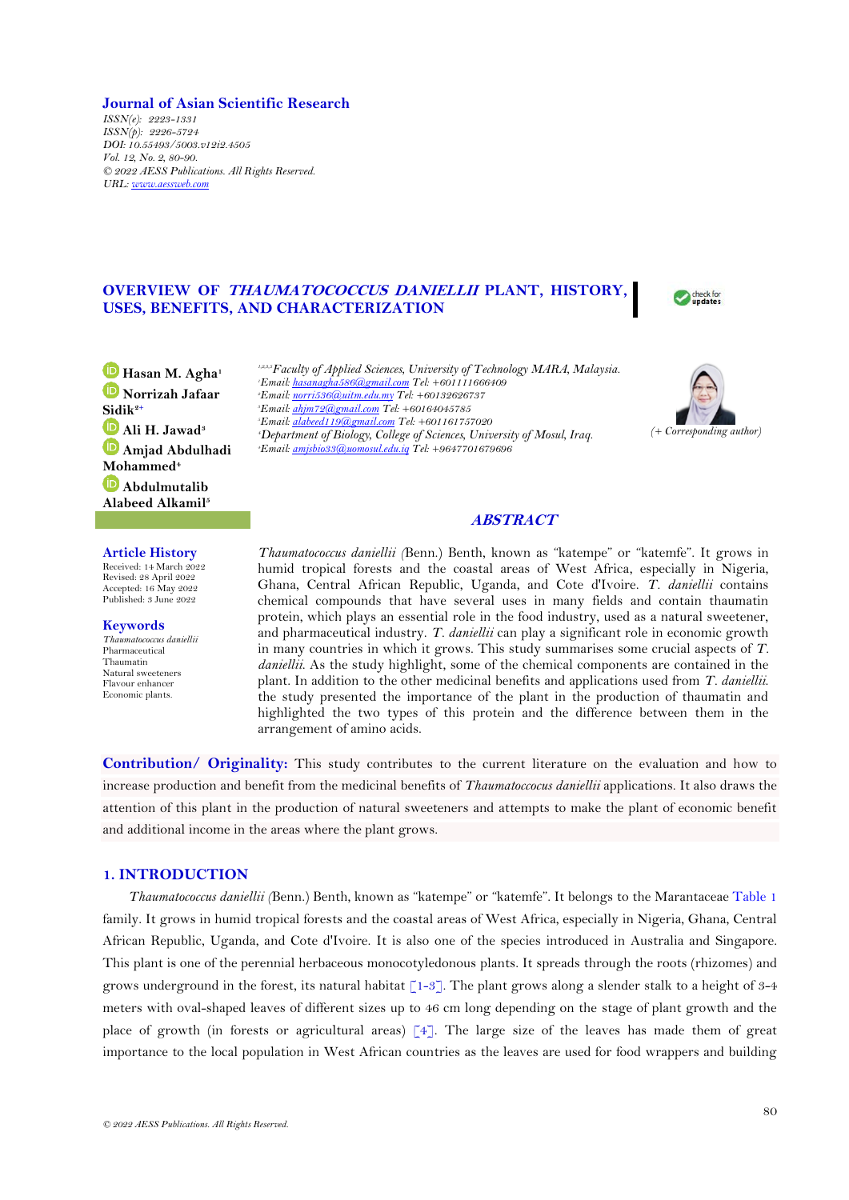**Journal of Asian Scientific Research**

*ISSN(e): 2223-1331*
*ISSN(p): 2226-5724*
*DOI: 10.55493/5003.v12i2.4505*
*Vol. 12, No. 2, 80-90.*
*© 2022 AESS Publications. All Rights Reserved.*
*URL: www.aessweb.com*

# OVERVIEW OF *THAUMATOCOCCUS DANIELLII* PLANT, HISTORY, USES, BENEFITS, AND CHARACTERIZATION

**Hasan M. Agha**[1]
**Norrizah Jafaar Sidik**[2+]
**Ali H. Jawad**[3]
**Amjad Abdulhadi Mohammed**[4]
**Abdulmutalib Alabeed Alkamil**[5]

[1,2,3,5]*Faculty of Applied Sciences, University of Technology MARA, Malaysia.*
[1]*Email: hasanagha586@gmail.com Tel: +601111666409*
[2]*Email: norri536@uitm.edu.my Tel: +60132626737*
[3]*Email: ahjm72@gmail.com Tel: +60164045785*
[5]*Email: alabeed119@gmail.com Tel: +601161757020*
[4]*Department of Biology, College of Sciences, University of Mosul, Iraq.*
[4]*Email: amjsbio33@uomosul.edu.iq Tel: +9647701679696*

*(+ Corresponding author)*

**Article History**
Received: 14 March 2022
Revised: 28 April 2022
Accepted: 16 May 2022
Published: 3 June 2022

**Keywords**
*Thaumatococcus daniellii*
Pharmaceutical
Thaumatin
Natural sweeteners
Flavour enhancer
Economic plants.

## *ABSTRACT*

*Thaumatococcus daniellii (*Benn.) Benth, known as "katempe" or "katemfe". It grows in humid tropical forests and the coastal areas of West Africa, especially in Nigeria, Ghana, Central African Republic, Uganda, and Cote d'Ivoire. *T. daniellii* contains chemical compounds that have several uses in many fields and contain thaumatin protein, which plays an essential role in the food industry, used as a natural sweetener, and pharmaceutical industry. *T. daniellii* can play a significant role in economic growth in many countries in which it grows. This study summarises some crucial aspects of *T. daniellii.* As the study highlight, some of the chemical components are contained in the plant. In addition to the other medicinal benefits and applications used from *T. daniellii.* the study presented the importance of the plant in the production of thaumatin and highlighted the two types of this protein and the difference between them in the arrangement of amino acids.

**Contribution/ Originality:** This study contributes to the current literature on the evaluation and how to increase production and benefit from the medicinal benefits of *Thaumatoccocus daniellii* applications. It also draws the attention of this plant in the production of natural sweeteners and attempts to make the plant of economic benefit and additional income in the areas where the plant grows.

## 1. INTRODUCTION

*Thaumatococcus daniellii (*Benn.) Benth, known as "katempe" or "katemfe". It belongs to the Marantaceae Table 1 family. It grows in humid tropical forests and the coastal areas of West Africa, especially in Nigeria, Ghana, Central African Republic, Uganda, and Cote d'Ivoire. It is also one of the species introduced in Australia and Singapore. This plant is one of the perennial herbaceous monocotyledonous plants. It spreads through the roots (rhizomes) and grows underground in the forest, its natural habitat [1-3]. The plant grows along a slender stalk to a height of 3-4 meters with oval-shaped leaves of different sizes up to 46 cm long depending on the stage of plant growth and the place of growth (in forests or agricultural areas) [4]. The large size of the leaves has made them of great importance to the local population in West African countries as the leaves are used for food wrappers and building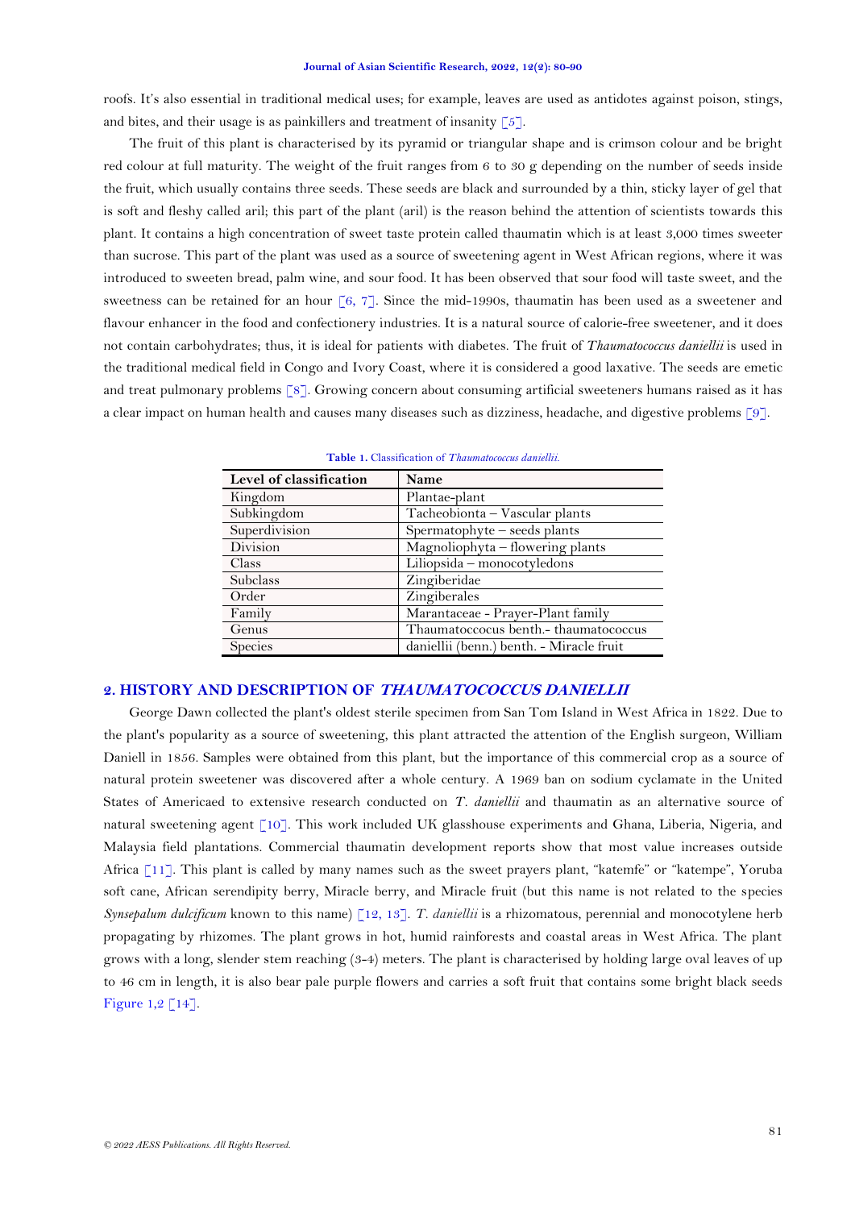roofs. It's also essential in traditional medical uses; for example, leaves are used as antidotes against poison, stings, and bites, and their usage is as painkillers and treatment of insanity [5].

The fruit of this plant is characterised by its pyramid or triangular shape and is crimson colour and be bright red colour at full maturity. The weight of the fruit ranges from 6 to 30 g depending on the number of seeds inside the fruit, which usually contains three seeds. These seeds are black and surrounded by a thin, sticky layer of gel that is soft and fleshy called aril; this part of the plant (aril) is the reason behind the attention of scientists towards this plant. It contains a high concentration of sweet taste protein called thaumatin which is at least 3,000 times sweeter than sucrose. This part of the plant was used as a source of sweetening agent in West African regions, where it was introduced to sweeten bread, palm wine, and sour food. It has been observed that sour food will taste sweet, and the sweetness can be retained for an hour [6, 7]. Since the mid-1990s, thaumatin has been used as a sweetener and flavour enhancer in the food and confectionery industries. It is a natural source of calorie-free sweetener, and it does not contain carbohydrates; thus, it is ideal for patients with diabetes. The fruit of *Thaumatococcus daniellii* is used in the traditional medical field in Congo and Ivory Coast, where it is considered a good laxative. The seeds are emetic and treat pulmonary problems [8]. Growing concern about consuming artificial sweeteners humans raised as it has a clear impact on human health and causes many diseases such as dizziness, headache, and digestive problems [9].

**Table 1.** Classification of *Thaumatococcus daniellii.*

| Level of classification | Name |
|---|---|
| Kingdom | Plantae-plant |
| Subkingdom | Tacheobionta – Vascular plants |
| Superdivision | Spermatophyte – seeds plants |
| Division | Magnoliophyta – flowering plants |
| Class | Liliopsida – monocotyledons |
| Subclass | Zingiberidae |
| Order | Zingiberales |
| Family | Marantaceae - Prayer-Plant family |
| Genus | Thaumatoccocus benth.- thaumatococcus |
| Species | daniellii (benn.) benth. - Miracle fruit |

## 2. HISTORY AND DESCRIPTION OF *THAUMATOCOCCUS DANIELLII*

George Dawn collected the plant's oldest sterile specimen from San Tom Island in West Africa in 1822. Due to the plant's popularity as a source of sweetening, this plant attracted the attention of the English surgeon, William Daniell in 1856. Samples were obtained from this plant, but the importance of this commercial crop as a source of natural protein sweetener was discovered after a whole century. A 1969 ban on sodium cyclamate in the United States of Americaed to extensive research conducted on *T. daniellii* and thaumatin as an alternative source of natural sweetening agent [10]. This work included UK glasshouse experiments and Ghana, Liberia, Nigeria, and Malaysia field plantations. Commercial thaumatin development reports show that most value increases outside Africa [11]. This plant is called by many names such as the sweet prayers plant, "katemfe" or "katempe", Yoruba soft cane, African serendipity berry, Miracle berry, and Miracle fruit (but this name is not related to the species *Synsepalum dulcificum* known to this name) [12, 13]. *T. daniellii* is a rhizomatous, perennial and monocotylene herb propagating by rhizomes. The plant grows in hot, humid rainforests and coastal areas in West Africa. The plant grows with a long, slender stem reaching (3-4) meters. The plant is characterised by holding large oval leaves of up to 46 cm in length, it is also bear pale purple flowers and carries a soft fruit that contains some bright black seeds Figure 1,2 [14].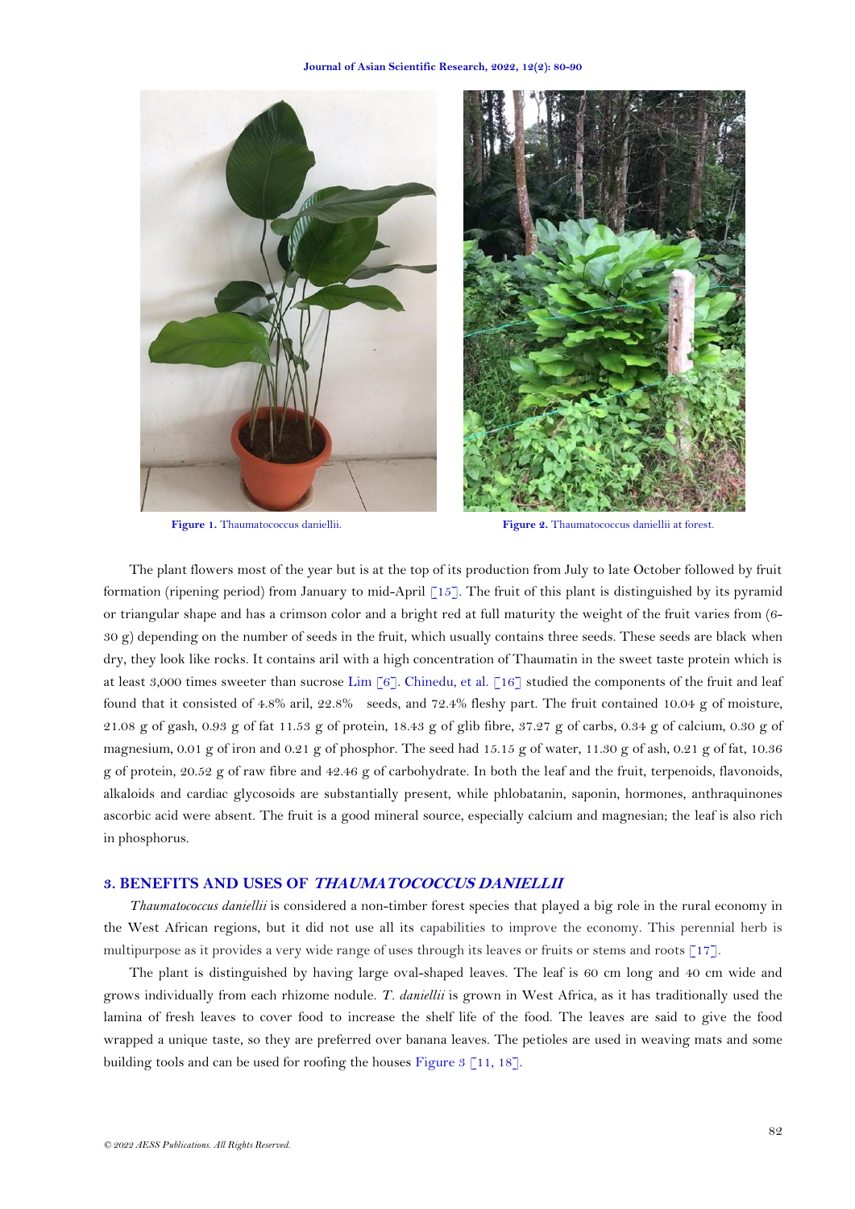Figure 1. Thaumatococcus daniellii.

Figure 2. Thaumatococcus daniellii at forest.

The plant flowers most of the year but is at the top of its production from July to late October followed by fruit formation (ripening period) from January to mid-April [15]. The fruit of this plant is distinguished by its pyramid or triangular shape and has a crimson color and a bright red at full maturity the weight of the fruit varies from (6-30 g) depending on the number of seeds in the fruit, which usually contains three seeds. These seeds are black when dry, they look like rocks. It contains aril with a high concentration of Thaumatin in the sweet taste protein which is at least 3,000 times sweeter than sucrose Lim [6]. Chinedu, et al. [16] studied the components of the fruit and leaf found that it consisted of 4.8% aril, 22.8% seeds, and 72.4% fleshy part. The fruit contained 10.04 g of moisture, 21.08 g of gash, 0.93 g of fat 11.53 g of protein, 18.43 g of glib fibre, 37.27 g of carbs, 0.34 g of calcium, 0.30 g of magnesium, 0.01 g of iron and 0.21 g of phosphor. The seed had 15.15 g of water, 11.30 g of ash, 0.21 g of fat, 10.36 g of protein, 20.52 g of raw fibre and 42.46 g of carbohydrate. In both the leaf and the fruit, terpenoids, flavonoids, alkaloids and cardiac glycosoids are substantially present, while phlobatanin, saponin, hormones, anthraquinones ascorbic acid were absent. The fruit is a good mineral source, especially calcium and magnesian; the leaf is also rich in phosphorus.

## 3. BENEFITS AND USES OF *THAUMATOCOCCUS DANIELLII*

*Thaumatococcus daniellii* is considered a non-timber forest species that played a big role in the rural economy in the West African regions, but it did not use all its capabilities to improve the economy. This perennial herb is multipurpose as it provides a very wide range of uses through its leaves or fruits or stems and roots [17].

The plant is distinguished by having large oval-shaped leaves. The leaf is 60 cm long and 40 cm wide and grows individually from each rhizome nodule. *T. daniellii* is grown in West Africa, as it has traditionally used the lamina of fresh leaves to cover food to increase the shelf life of the food. The leaves are said to give the food wrapped a unique taste, so they are preferred over banana leaves. The petioles are used in weaving mats and some building tools and can be used for roofing the houses Figure 3 [11, 18].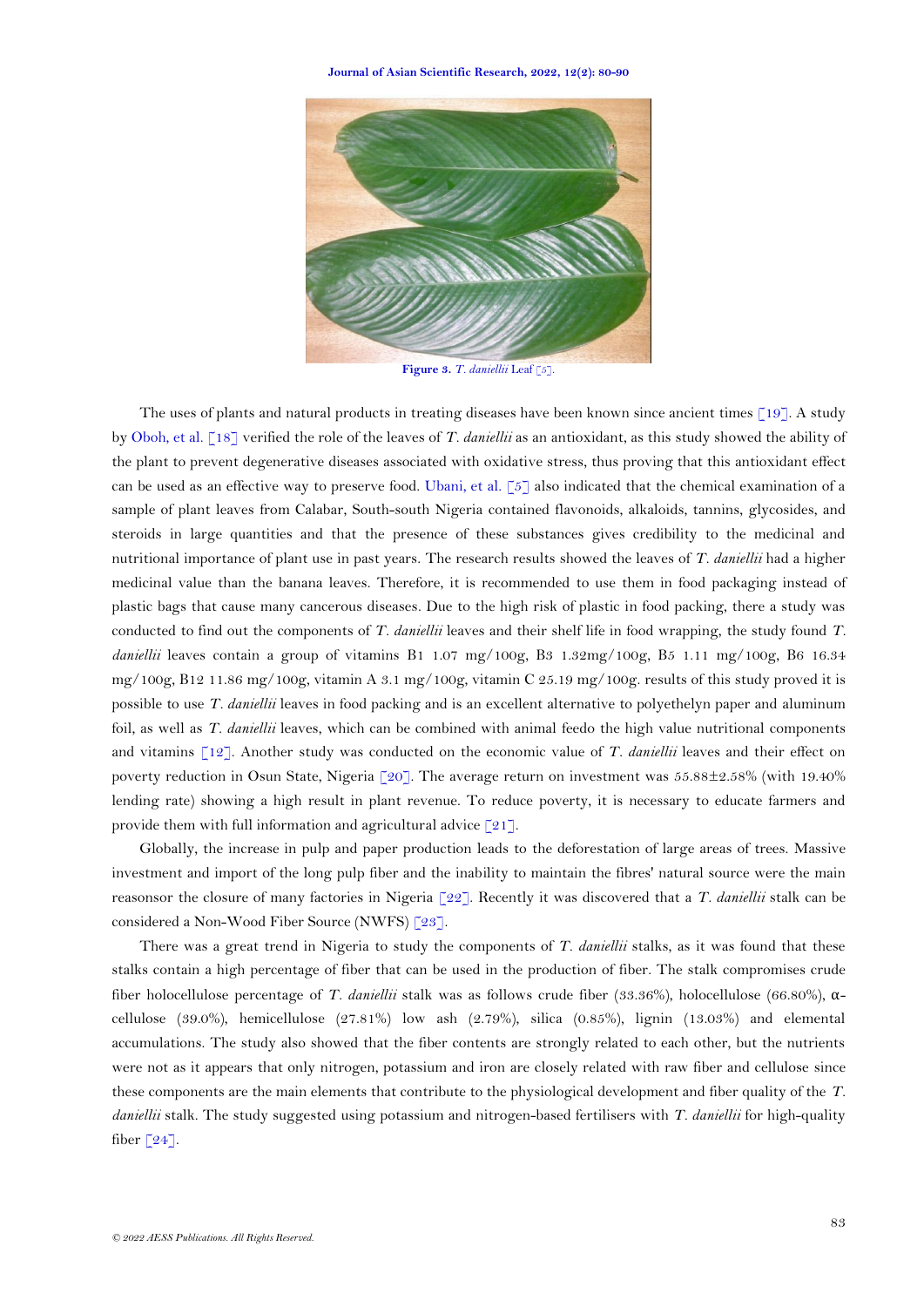**Figure 3.** *T. daniellii* Leaf [5].

The uses of plants and natural products in treating diseases have been known since ancient times [19]. A study by Oboh, et al. [18] verified the role of the leaves of *T. daniellii* as an antioxidant, as this study showed the ability of the plant to prevent degenerative diseases associated with oxidative stress, thus proving that this antioxidant effect can be used as an effective way to preserve food. Ubani, et al. [5] also indicated that the chemical examination of a sample of plant leaves from Calabar, South-south Nigeria contained flavonoids, alkaloids, tannins, glycosides, and steroids in large quantities and that the presence of these substances gives credibility to the medicinal and nutritional importance of plant use in past years. The research results showed the leaves of *T. daniellii* had a higher medicinal value than the banana leaves. Therefore, it is recommended to use them in food packaging instead of plastic bags that cause many cancerous diseases. Due to the high risk of plastic in food packing, there a study was conducted to find out the components of *T. daniellii* leaves and their shelf life in food wrapping, the study found *T. daniellii* leaves contain a group of vitamins B1 1.07 mg/100g, B3 1.32mg/100g, B5 1.11 mg/100g, B6 16.34 mg/100g, B12 11.86 mg/100g, vitamin A 3.1 mg/100g, vitamin C 25.19 mg/100g. results of this study proved it is possible to use *T. daniellii* leaves in food packing and is an excellent alternative to polyethelyn paper and aluminum foil, as well as *T. daniellii* leaves, which can be combined with animal feedo the high value nutritional components and vitamins [12]. Another study was conducted on the economic value of *T. daniellii* leaves and their effect on poverty reduction in Osun State, Nigeria [20]. The average return on investment was 55.88±2.58% (with 19.40% lending rate) showing a high result in plant revenue. To reduce poverty, it is necessary to educate farmers and provide them with full information and agricultural advice [21].

Globally, the increase in pulp and paper production leads to the deforestation of large areas of trees. Massive investment and import of the long pulp fiber and the inability to maintain the fibres' natural source were the main reasonsor the closure of many factories in Nigeria [22]. Recently it was discovered that a *T. daniellii* stalk can be considered a Non-Wood Fiber Source (NWFS) [23].

There was a great trend in Nigeria to study the components of *T. daniellii* stalks, as it was found that these stalks contain a high percentage of fiber that can be used in the production of fiber. The stalk compromises crude fiber holocellulose percentage of *T. daniellii* stalk was as follows crude fiber (33.36%), holocellulose (66.80%), α-cellulose (39.0%), hemicellulose (27.81%) low ash (2.79%), silica (0.85%), lignin (13.03%) and elemental accumulations. The study also showed that the fiber contents are strongly related to each other, but the nutrients were not as it appears that only nitrogen, potassium and iron are closely related with raw fiber and cellulose since these components are the main elements that contribute to the physiological development and fiber quality of the *T. daniellii* stalk. The study suggested using potassium and nitrogen-based fertilisers with *T. daniellii* for high-quality fiber [24].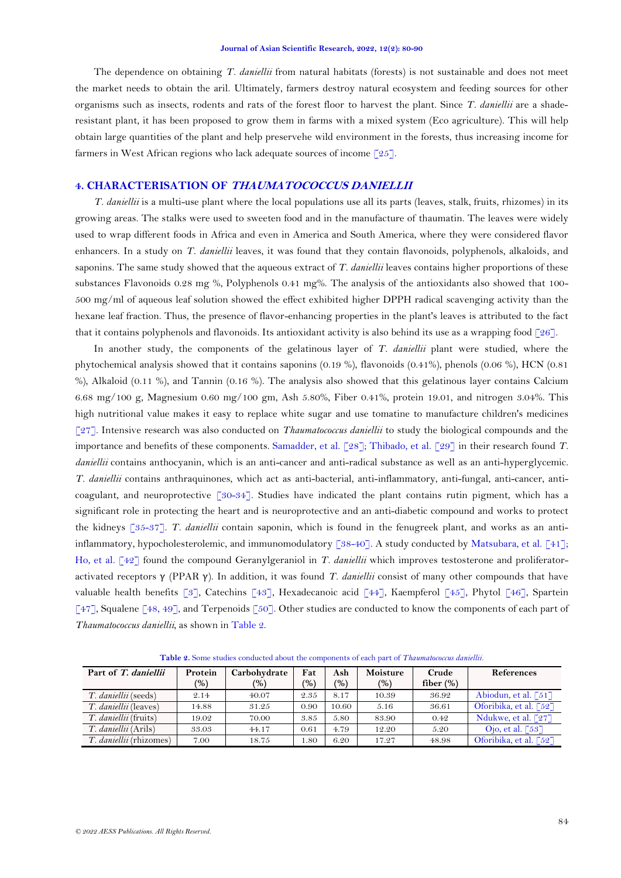The dependence on obtaining *T. daniellii* from natural habitats (forests) is not sustainable and does not meet the market needs to obtain the aril. Ultimately, farmers destroy natural ecosystem and feeding sources for other organisms such as insects, rodents and rats of the forest floor to harvest the plant. Since *T. daniellii* are a shade-resistant plant, it has been proposed to grow them in farms with a mixed system (Eco agriculture). This will help obtain large quantities of the plant and help preservehe wild environment in the forests, thus increasing income for farmers in West African regions who lack adequate sources of income [25].

## 4. CHARACTERISATION OF *THAUMATOCOCCUS DANIELLII*

*T. daniellii* is a multi-use plant where the local populations use all its parts (leaves, stalk, fruits, rhizomes) in its growing areas. The stalks were used to sweeten food and in the manufacture of thaumatin. The leaves were widely used to wrap different foods in Africa and even in America and South America, where they were considered flavor enhancers. In a study on *T. daniellii* leaves, it was found that they contain flavonoids, polyphenols, alkaloids, and saponins. The same study showed that the aqueous extract of *T. daniellii* leaves contains higher proportions of these substances Flavonoids 0.28 mg %, Polyphenols 0.41 mg%. The analysis of the antioxidants also showed that 100-500 mg/ml of aqueous leaf solution showed the effect exhibited higher DPPH radical scavenging activity than the hexane leaf fraction. Thus, the presence of flavor-enhancing properties in the plant's leaves is attributed to the fact that it contains polyphenols and flavonoids. Its antioxidant activity is also behind its use as a wrapping food [26].

In another study, the components of the gelatinous layer of *T. daniellii* plant were studied, where the phytochemical analysis showed that it contains saponins (0.19 %), flavonoids (0.41%), phenols (0.06 %), HCN (0.81 %), Alkaloid (0.11 %), and Tannin (0.16 %). The analysis also showed that this gelatinous layer contains Calcium 6.68 mg/100 g, Magnesium 0.60 mg/100 gm, Ash 5.80%, Fiber 0.41%, protein 19.01, and nitrogen 3.04%. This high nutritional value makes it easy to replace white sugar and use tomatine to manufacture children's medicines [27]. Intensive research was also conducted on *Thaumatococcus daniellii* to study the biological compounds and the importance and benefits of these components. Samadder, et al. [28]; Thibado, et al. [29] in their research found *T. daniellii* contains anthocyanin, which is an anti-cancer and anti-radical substance as well as an anti-hyperglycemic. *T. daniellii* contains anthraquinones, which act as anti-bacterial, anti-inflammatory, anti-fungal, anti-cancer, anti-coagulant, and neuroprotective [30-34]. Studies have indicated the plant contains rutin pigment, which has a significant role in protecting the heart and is neuroprotective and an anti-diabetic compound and works to protect the kidneys [35-37]. *T. daniellii* contain saponin, which is found in the fenugreek plant, and works as an anti-inflammatory, hypocholesterolemic, and immunomodulatory [38-40]. A study conducted by Matsubara, et al. [41]; Ho, et al. [42] found the compound Geranylgeraniol in *T. daniellii* which improves testosterone and proliferator-activated receptors γ (PPAR γ). In addition, it was found *T. daniellii* consist of many other compounds that have valuable health benefits [3], Catechins [43], Hexadecanoic acid [44], Kaempferol [45], Phytol [46], Spartein [47], Squalene [48, 49], and Terpenoids [50]. Other studies are conducted to know the components of each part of *Thaumatococcus daniellii*, as shown in Table 2.

**Table 2.** Some studies conducted about the components of each part of *Thaumatococcus daniellii*.

| Part of *T. daniellii* | Protein (%) | Carbohydrate (%) | Fat (%) | Ash (%) | Moisture (%) | Crude fiber (%) | References |
|---|---|---|---|---|---|---|---|
| *T. daniellii* (seeds) | 2.14 | 40.07 | 2.35 | 8.17 | 10.39 | 36.92 | Abiodun, et al. [51] |
| *T. daniellii* (leaves) | 14.88 | 31.25 | 0.90 | 10.60 | 5.16 | 36.61 | Oforibika, et al. [52] |
| *T. daniellii* (fruits) | 19.02 | 70.00 | 3.85 | 5.80 | 83.90 | 0.42 | Ndukwe, et al. [27] |
| *T. daniellii* (Arils) | 33.03 | 44.17 | 0.61 | 4.79 | 12.20 | 5.20 | Ojo, et al. [53] |
| *T. daniellii* (rhizomes) | 7.00 | 18.75 | 1.80 | 6.20 | 17.27 | 48.98 | Oforibika, et al. [52] |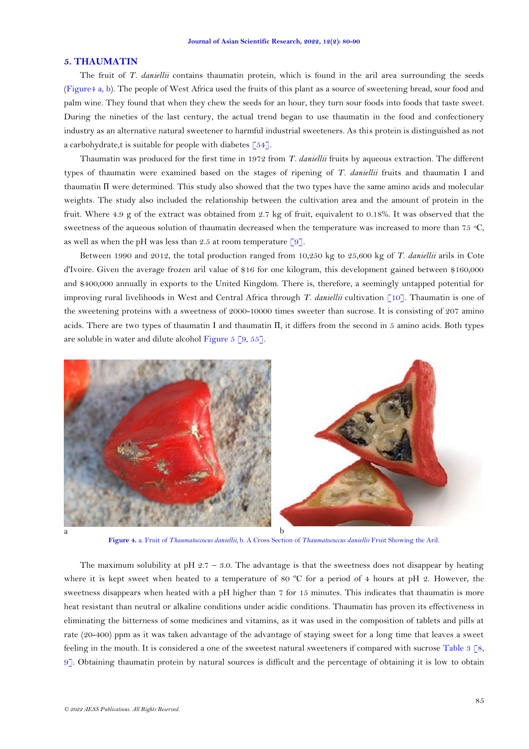## 5. THAUMATIN

The fruit of *T. daniellii* contains thaumatin protein, which is found in the aril area surrounding the seeds (Figure4 a, b). The people of West Africa used the fruits of this plant as a source of sweetening bread, sour food and palm wine. They found that when they chew the seeds for an hour, they turn sour foods into foods that taste sweet. During the nineties of the last century, the actual trend began to use thaumatin in the food and confectionery industry as an alternative natural sweetener to harmful industrial sweeteners. As this protein is distinguished as not a carbohydrate,t is suitable for people with diabetes [54].

Thaumatin was produced for the first time in 1972 from *T. daniellii* fruits by aqueous extraction. The different types of thaumatin were examined based on the stages of ripening of *T. daniellii* fruits and thaumatin I and thaumatin П were determined. This study also showed that the two types have the same amino acids and molecular weights. The study also included the relationship between the cultivation area and the amount of protein in the fruit. Where 4.9 g of the extract was obtained from 2.7 kg of fruit, equivalent to 0.18%. It was observed that the sweetness of the aqueous solution of thaumatin decreased when the temperature was increased to more than 75 ºC, as well as when the pH was less than 2.5 at room temperature [9].

Between 1990 and 2012, the total production ranged from 10,250 kg to 25,600 kg of *T. daniellii* arils in Cote d'Ivoire. Given the average frozen aril value of $16 for one kilogram, this development gained between $160,000 and $400,000 annually in exports to the United Kingdom. There is, therefore, a seemingly untapped potential for improving rural livelihoods in West and Central Africa through *T. daniellii* cultivation [10]. Thaumatin is one of the sweetening proteins with a sweetness of 2000-10000 times sweeter than sucrose. It is consisting of 207 amino acids. There are two types of thaumatin I and thaumatin П, it differs from the second in 5 amino acids. Both types are soluble in water and dilute alcohol Figure 5 [9, 55].

a b

**Figure 4.** a. Fruit of *Thaumatoccocus daniellii*, b. A Cross Section of *Thaumatococcus daniellii* Fruit Showing the Aril.

The maximum solubility at pH 2.7 – 3.0. The advantage is that the sweetness does not disappear by heating where it is kept sweet when heated to a temperature of 80 ºC for a period of 4 hours at pH 2. However, the sweetness disappears when heated with a pH higher than 7 for 15 minutes. This indicates that thaumatin is more heat resistant than neutral or alkaline conditions under acidic conditions. Thaumatin has proven its effectiveness in eliminating the bitterness of some medicines and vitamins, as it was used in the composition of tablets and pills at rate (20-400) ppm as it was taken advantage of the advantage of staying sweet for a long time that leaves a sweet feeling in the mouth. It is considered a one of the sweetest natural sweeteners if compared with sucrose Table 3 [8, 9]. Obtaining thaumatin protein by natural sources is difficult and the percentage of obtaining it is low to obtain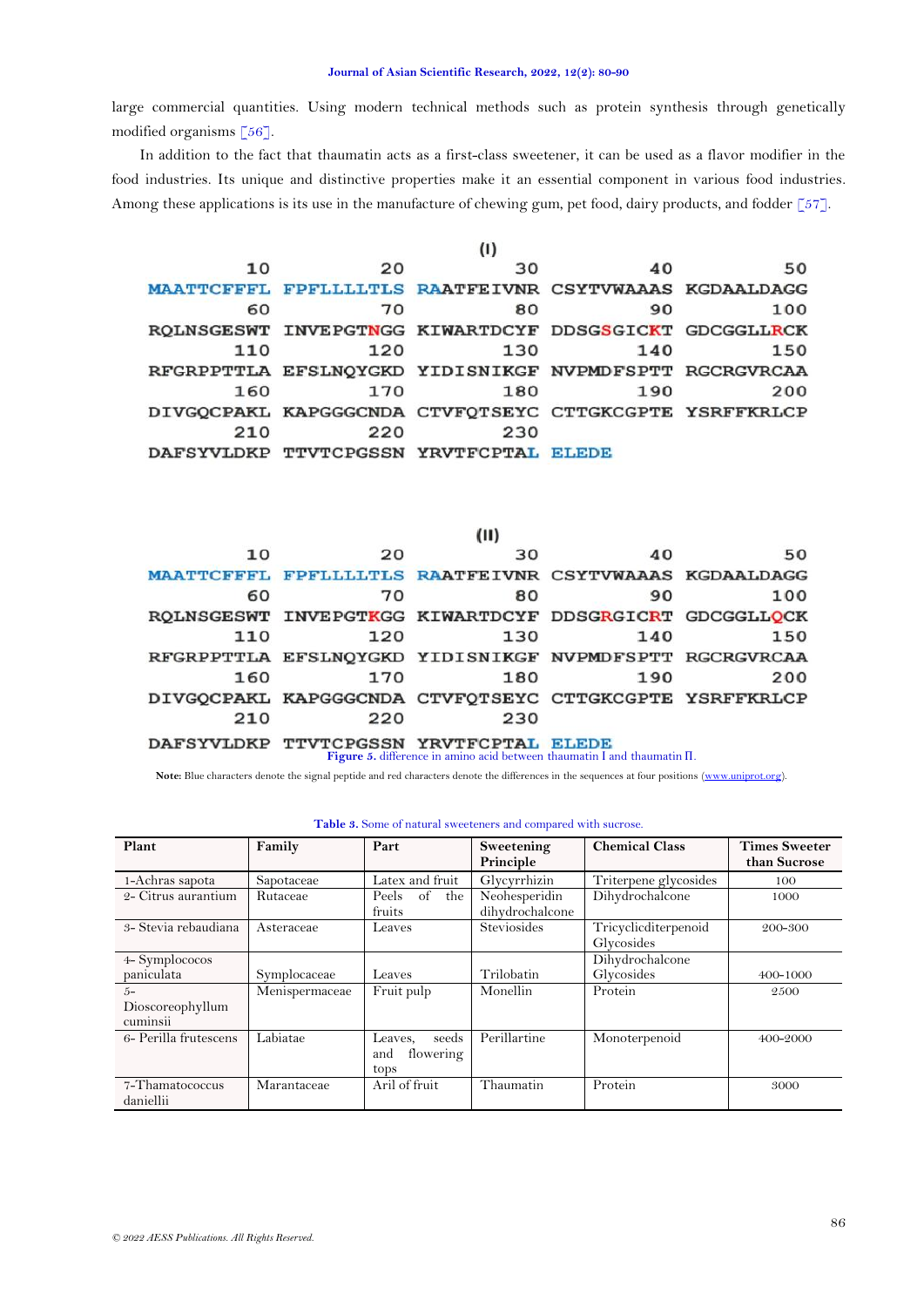large commercial quantities. Using modern technical methods such as protein synthesis through genetically modified organisms [56].

In addition to the fact that thaumatin acts as a first-class sweetener, it can be used as a flavor modifier in the food industries. Its unique and distinctive properties make it an essential component in various food industries. Among these applications is its use in the manufacture of chewing gum, pet food, dairy products, and fodder [57].

(I)

```
        10         20         30         40         50
MAATTCFFFL FPFLLLLTLS RAATFEIVNR CSYTVWAAAS KGDAALDAGG
        60         70         80         90        100
RQLNSGESWT INVEPGTNGG KIWARTDCYF DDSGSGICKT GDCGGLLRCK
       110        120        130        140        150
RFGRPPTTLA EFSLNQYGKD YIDISNIKGF NVPMDFSPTT RGCRGVRCAA
       160        170        180        190        200
DIVGQCPAKL KAPGGGCNDA CTVFQTSEYC CTTGKCGPTE YSRFFKRLCP
       210        220        230
DAFSYVLDKP TTVTCPGSSN YRVTFCPTAL ELEDE
```

(II)

```
        10         20         30         40         50
MAATTCFFFL FPFLLLLTLS RAATFEIVNR CSYTVWAAAS KGDAALDAGG
        60         70         80         90        100
RQLNSGESWT INVEPGTKGG KIWARTDCYF DDSGRGICRT GDCGGLLQCK
       110        120        130        140        150
RFGRPPTTLA EFSLNQYGKD YIDISNIKGF NVPMDFSPTT RGCRGVRCAA
       160        170        180        190        200
DIVGQCPAKL KAPGGGCNDA CTVFQTSEYC CTTGKCGPTE YSRFFKRLCP
       210        220        230
DAFSYVLDKP TTVTCPGSSN YRVTFCPTAL ELEDE
```

**Figure 5.** difference in amino acid between thaumatin I and thaumatin Π.

**Note:** Blue characters denote the signal peptide and red characters denote the differences in the sequences at four positions (www.uniprot.org).

**Table 3.** Some of natural sweeteners and compared with sucrose.

| Plant | Family | Part | Sweetening Principle | Chemical Class | Times Sweeter than Sucrose |
|---|---|---|---|---|---|
| 1-Achras sapota | Sapotaceae | Latex and fruit | Glycyrrhizin | Triterpene glycosides | 100 |
| 2- Citrus aurantium | Rutaceae | Peels of the fruits | Neohesperidin dihydrochalcone | Dihydrochalcone | 1000 |
| 3- Stevia rebaudiana | Asteraceae | Leaves | Steviosides | Tricyclicditerpenoid Glycosides | 200-300 |
| 4- Symplococos paniculata | Symplocaceae | Leaves | Trilobatin | Dihydrochalcone Glycosides | 400-1000 |
| 5- Dioscoreophyllum cuminsii | Menispermaceae | Fruit pulp | Monellin | Protein | 2500 |
| 6- Perilla frutescens | Labiatae | Leaves, seeds and flowering tops | Perillartine | Monoterpenoid | 400-2000 |
| 7-Thamatococcus daniellii | Marantaceae | Aril of fruit | Thaumatin | Protein | 3000 |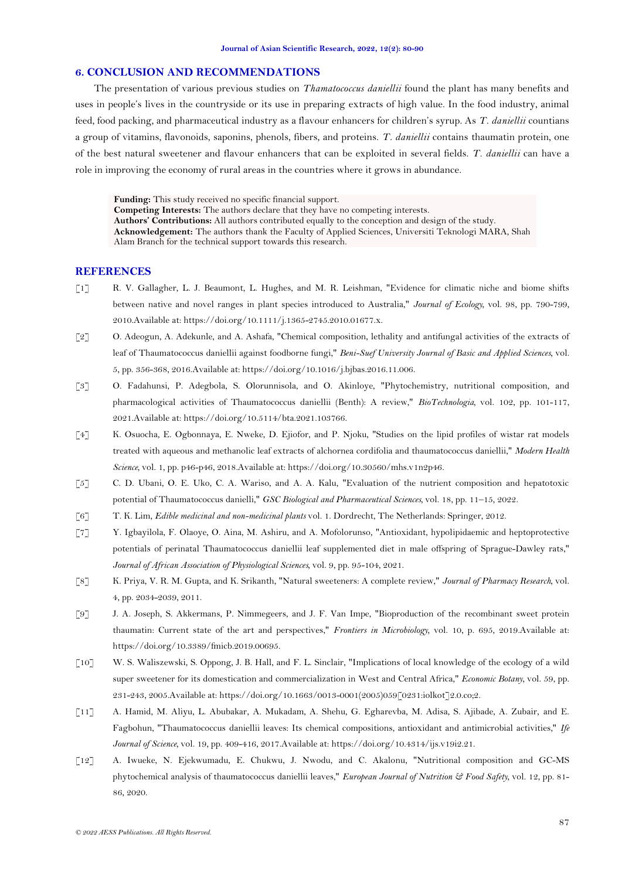## 6. CONCLUSION AND RECOMMENDATIONS

The presentation of various previous studies on *Thamatococcus daniellii* found the plant has many benefits and uses in people's lives in the countryside or its use in preparing extracts of high value. In the food industry, animal feed, food packing, and pharmaceutical industry as a flavour enhancers for children's syrup. As *T. daniellii* countians a group of vitamins, flavonoids, saponins, phenols, fibers, and proteins. *T. daniellii* contains thaumatin protein, one of the best natural sweetener and flavour enhancers that can be exploited in several fields. *T. daniellii* can have a role in improving the economy of rural areas in the countries where it grows in abundance.

**Funding:** This study received no specific financial support.
**Competing Interests:** The authors declare that they have no competing interests.
**Authors' Contributions:** All authors contributed equally to the conception and design of the study.
**Acknowledgement:** The authors thank the Faculty of Applied Sciences, Universiti Teknologi MARA, Shah Alam Branch for the technical support towards this research.

## REFERENCES

[1] R. V. Gallagher, L. J. Beaumont, L. Hughes, and M. R. Leishman, "Evidence for climatic niche and biome shifts between native and novel ranges in plant species introduced to Australia," *Journal of Ecology*, vol. 98, pp. 790-799, 2010.Available at: https://doi.org/10.1111/j.1365-2745.2010.01677.x.

[2] O. Adeogun, A. Adekunle, and A. Ashafa, "Chemical composition, lethality and antifungal activities of the extracts of leaf of Thaumatococcus daniellii against foodborne fungi," *Beni-Suef University Journal of Basic and Applied Sciences*, vol. 5, pp. 356-368, 2016.Available at: https://doi.org/10.1016/j.bjbas.2016.11.006.

[3] O. Fadahunsi, P. Adegbola, S. Olorunnisola, and O. Akinloye, "Phytochemistry, nutritional composition, and pharmacological activities of Thaumatococcus daniellii (Benth): A review," *BioTechnologia*, vol. 102, pp. 101-117, 2021.Available at: https://doi.org/10.5114/bta.2021.103766.

[4] K. Osuocha, E. Ogbonnaya, E. Nweke, D. Ejiofor, and P. Njoku, "Studies on the lipid profiles of wistar rat models treated with aqueous and methanolic leaf extracts of alchornea cordifolia and thaumatococcus daniellii," *Modern Health Science*, vol. 1, pp. p46-p46, 2018.Available at: https://doi.org/10.30560/mhs.v1n2p46.

[5] C. D. Ubani, O. E. Uko, C. A. Wariso, and A. A. Kalu, "Evaluation of the nutrient composition and hepatotoxic potential of Thaumatococcus danielli," *GSC Biological and Pharmaceutical Sciences*, vol. 18, pp. 11–15, 2022.

[6] T. K. Lim, *Edible medicinal and non-medicinal plants* vol. 1. Dordrecht, The Netherlands: Springer, 2012.

[7] Y. Igbayilola, F. Olaoye, O. Aina, M. Ashiru, and A. Mofolorunso, "Antioxidant, hypolipidaemic and heptoprotective potentials of perinatal Thaumatococcus daniellii leaf supplemented diet in male offspring of Sprague-Dawley rats," *Journal of African Association of Physiological Sciences*, vol. 9, pp. 95-104, 2021.

[8] K. Priya, V. R. M. Gupta, and K. Srikanth, "Natural sweeteners: A complete review," *Journal of Pharmacy Research*, vol. 4, pp. 2034-2039, 2011.

[9] J. A. Joseph, S. Akkermans, P. Nimmegeers, and J. F. Van Impe, "Bioproduction of the recombinant sweet protein thaumatin: Current state of the art and perspectives," *Frontiers in Microbiology*, vol. 10, p. 695, 2019.Available at: https://doi.org/10.3389/fmicb.2019.00695.

[10] W. S. Waliszewski, S. Oppong, J. B. Hall, and F. L. Sinclair, "Implications of local knowledge of the ecology of a wild super sweetener for its domestication and commercialization in West and Central Africa," *Economic Botany*, vol. 59, pp. 231-243, 2005.Available at: https://doi.org/10.1663/0013-0001(2005)059[0231:iolkot]2.0.co;2.

[11] A. Hamid, M. Aliyu, L. Abubakar, A. Mukadam, A. Shehu, G. Egharevba, M. Adisa, S. Ajibade, A. Zubair, and E. Fagbohun, "Thaumatococcus daniellii leaves: Its chemical compositions, antioxidant and antimicrobial activities," *Ife Journal of Science*, vol. 19, pp. 409-416, 2017.Available at: https://doi.org/10.4314/ijs.v19i2.21.

[12] A. Iwueke, N. Ejekwumadu, E. Chukwu, J. Nwodu, and C. Akalonu, "Nutritional composition and GC-MS phytochemical analysis of thaumatococcus daniellii leaves," *European Journal of Nutrition & Food Safety*, vol. 12, pp. 81-86, 2020.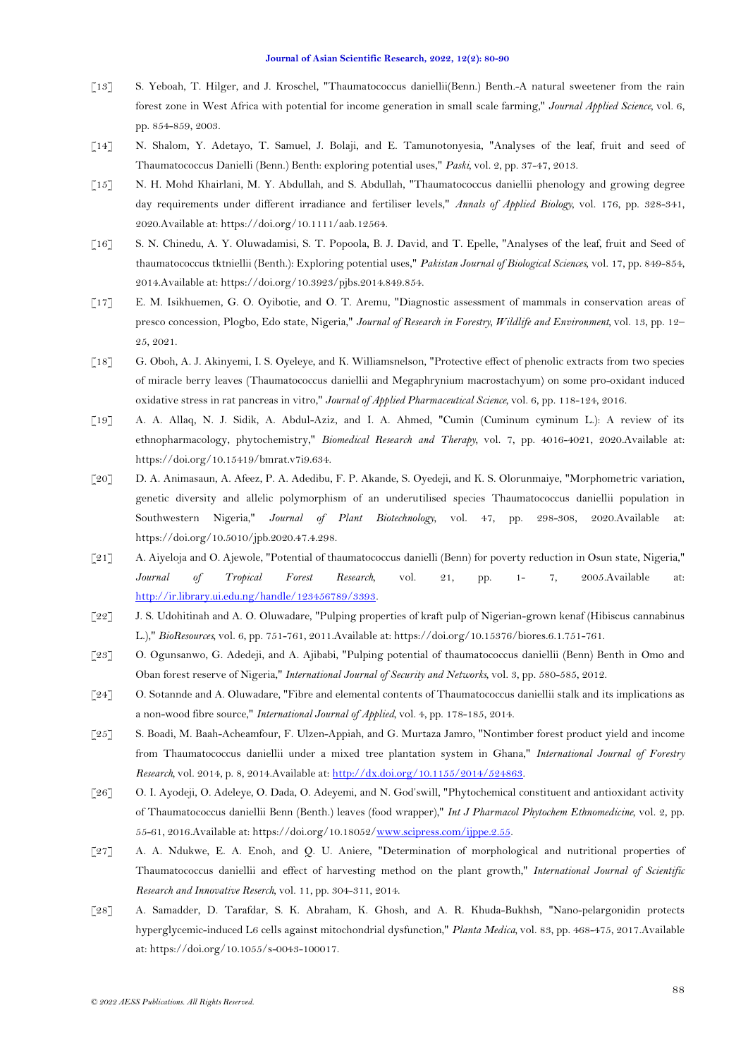[13] S. Yeboah, T. Hilger, and J. Kroschel, "Thaumatococcus daniellii(Benn.) Benth.-A natural sweetener from the rain forest zone in West Africa with potential for income generation in small scale farming," *Journal Applied Science*, vol. 6, pp. 854-859, 2003.

[14] N. Shalom, Y. Adetayo, T. Samuel, J. Bolaji, and E. Tamunotonyesia, "Analyses of the leaf, fruit and seed of Thaumatococcus Danielli (Benn.) Benth: exploring potential uses," *Paski*, vol. 2, pp. 37-47, 2013.

[15] N. H. Mohd Khairlani, M. Y. Abdullah, and S. Abdullah, "Thaumatococcus daniellii phenology and growing degree day requirements under different irradiance and fertiliser levels," *Annals of Applied Biology*, vol. 176, pp. 328-341, 2020.Available at: https://doi.org/10.1111/aab.12564.

[16] S. N. Chinedu, A. Y. Oluwadamisi, S. T. Popoola, B. J. David, and T. Epelle, "Analyses of the leaf, fruit and Seed of thaumatococcus tktniellii (Benth.): Exploring potential uses," *Pakistan Journal of Biological Sciences*, vol. 17, pp. 849-854, 2014.Available at: https://doi.org/10.3923/pjbs.2014.849.854.

[17] E. M. Isikhuemen, G. O. Oyibotie, and O. T. Aremu, "Diagnostic assessment of mammals in conservation areas of presco concession, Plogbo, Edo state, Nigeria," *Journal of Research in Forestry, Wildlife and Environment*, vol. 13, pp. 12–25, 2021.

[18] G. Oboh, A. J. Akinyemi, I. S. Oyeleye, and K. Williamsnelson, "Protective effect of phenolic extracts from two species of miracle berry leaves (Thaumatococcus daniellii and Megaphrynium macrostachyum) on some pro-oxidant induced oxidative stress in rat pancreas in vitro," *Journal of Applied Pharmaceutical Science*, vol. 6, pp. 118-124, 2016.

[19] A. A. Allaq, N. J. Sidik, A. Abdul-Aziz, and I. A. Ahmed, "Cumin (Cuminum cyminum L.): A review of its ethnopharmacology, phytochemistry," *Biomedical Research and Therapy*, vol. 7, pp. 4016-4021, 2020.Available at: https://doi.org/10.15419/bmrat.v7i9.634.

[20] D. A. Animasaun, A. Afeez, P. A. Adedibu, F. P. Akande, S. Oyedeji, and K. S. Olorunmaiye, "Morphometric variation, genetic diversity and allelic polymorphism of an underutilised species Thaumatococcus daniellii population in Southwestern Nigeria," *Journal of Plant Biotechnology*, vol. 47, pp. 298-308, 2020.Available at: https://doi.org/10.5010/jpb.2020.47.4.298.

[21] A. Aiyeloja and O. Ajewole, "Potential of thaumatococcus danielli (Benn) for poverty reduction in Osun state, Nigeria," *Journal of Tropical Forest Research*, vol. 21, pp. 1- 7, 2005.Available at: http://ir.library.ui.edu.ng/handle/123456789/3393.

[22] J. S. Udohitinah and A. O. Oluwadare, "Pulping properties of kraft pulp of Nigerian-grown kenaf (Hibiscus cannabinus L.)," *BioResources*, vol. 6, pp. 751-761, 2011.Available at: https://doi.org/10.15376/biores.6.1.751-761.

[23] O. Ogunsanwo, G. Adedeji, and A. Ajibabi, "Pulping potential of thaumatococcus daniellii (Benn) Benth in Omo and Oban forest reserve of Nigeria," *International Journal of Security and Networks*, vol. 3, pp. 580-585, 2012.

[24] O. Sotannde and A. Oluwadare, "Fibre and elemental contents of Thaumatococcus daniellii stalk and its implications as a non-wood fibre source," *International Journal of Applied*, vol. 4, pp. 178-185, 2014.

[25] S. Boadi, M. Baah-Acheamfour, F. Ulzen-Appiah, and G. Murtaza Jamro, "Nontimber forest product yield and income from Thaumatococcus daniellii under a mixed tree plantation system in Ghana," *International Journal of Forestry Research*, vol. 2014, p. 8, 2014.Available at: http://dx.doi.org/10.1155/2014/524863.

[26] O. I. Ayodeji, O. Adeleye, O. Dada, O. Adeyemi, and N. God'swill, "Phytochemical constituent and antioxidant activity of Thaumatococcus daniellii Benn (Benth.) leaves (food wrapper)," *Int J Pharmacol Phytochem Ethnomedicine*, vol. 2, pp. 55-61, 2016.Available at: https://doi.org/10.18052/www.scipress.com/ijppe.2.55.

[27] A. A. Ndukwe, E. A. Enoh, and Q. U. Aniere, "Determination of morphological and nutritional properties of Thaumatococcus daniellii and effect of harvesting method on the plant growth," *International Journal of Scientific Research and Innovative Reserch*, vol. 11, pp. 304-311, 2014.

[28] A. Samadder, D. Tarafdar, S. K. Abraham, K. Ghosh, and A. R. Khuda-Bukhsh, "Nano-pelargonidin protects hyperglycemic-induced L6 cells against mitochondrial dysfunction," *Planta Medica*, vol. 83, pp. 468-475, 2017.Available at: https://doi.org/10.1055/s-0043-100017.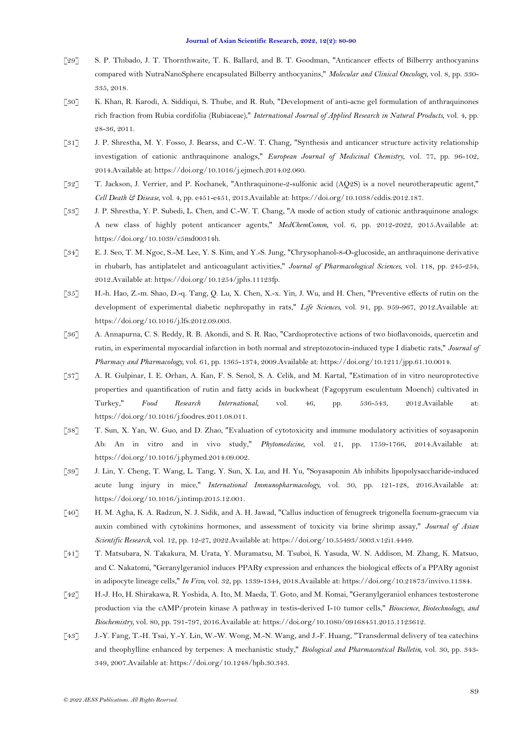[29] S. P. Thibado, J. T. Thornthwaite, T. K. Ballard, and B. T. Goodman, "Anticancer effects of Bilberry anthocyanins compared with NutraNanoSphere encapsulated Bilberry anthocyanins," *Molecular and Clinical Oncology*, vol. 8, pp. 330-335, 2018.

[30] K. Khan, R. Karodi, A. Siddiqui, S. Thube, and R. Rub, "Development of anti-acne gel formulation of anthraquinones rich fraction from Rubia cordifolia (Rubiaceae)," *International Journal of Applied Research in Natural Products*, vol. 4, pp. 28-36, 2011.

[31] J. P. Shrestha, M. Y. Fosso, J. Bearss, and C.-W. T. Chang, "Synthesis and anticancer structure activity relationship investigation of cationic anthraquinone analogs," *European Journal of Medicinal Chemistry*, vol. 77, pp. 96-102, 2014.Available at: https://doi.org/10.1016/j.ejmech.2014.02.060.

[32] T. Jackson, J. Verrier, and P. Kochanek, "Anthraquinone-2-sulfonic acid (AQ2S) is a novel neurotherapeutic agent," *Cell Death & Disease*, vol. 4, pp. e451-e451, 2013.Available at: https://doi.org/10.1038/cddis.2012.187.

[33] J. P. Shrestha, Y. P. Subedi, L. Chen, and C.-W. T. Chang, "A mode of action study of cationic anthraquinone analogs: A new class of highly potent anticancer agents," *MedChemComm*, vol. 6, pp. 2012-2022, 2015.Available at: https://doi.org/10.1039/c5md00314h.

[34] E. J. Seo, T. M. Ngoc, S.-M. Lee, Y. S. Kim, and Y.-S. Jung, "Chrysophanol-8-O-glucoside, an anthraquinone derivative in rhubarb, has antiplatelet and anticoagulant activities," *Journal of Pharmacological Sciences*, vol. 118, pp. 245-254, 2012.Available at: https://doi.org/10.1254/jphs.11123fp.

[35] H.-h. Hao, Z.-m. Shao, D.-q. Tang, Q. Lu, X. Chen, X.-x. Yin, J. Wu, and H. Chen, "Preventive effects of rutin on the development of experimental diabetic nephropathy in rats," *Life Sciences*, vol. 91, pp. 959-967, 2012.Available at: https://doi.org/10.1016/j.lfs.2012.09.003.

[36] A. Annapurna, C. S. Reddy, R. B. Akondi, and S. R. Rao, "Cardioprotective actions of two bioflavonoids, quercetin and rutin, in experimental myocardial infarction in both normal and streptozotocin-induced type I diabetic rats," *Journal of Pharmacy and Pharmacology*, vol. 61, pp. 1365-1374, 2009.Available at: https://doi.org/10.1211/jpp.61.10.0014.

[37] A. R. Gulpinar, I. E. Orhan, A. Kan, F. S. Senol, S. A. Celik, and M. Kartal, "Estimation of in vitro neuroprotective properties and quantification of rutin and fatty acids in buckwheat (Fagopyrum esculentum Moench) cultivated in Turkey," *Food Research International*, vol. 46, pp. 536-543, 2012.Available at: https://doi.org/10.1016/j.foodres.2011.08.011.

[38] T. Sun, X. Yan, W. Guo, and D. Zhao, "Evaluation of cytotoxicity and immune modulatory activities of soyasaponin Ab: An in vitro and in vivo study," *Phytomedicine*, vol. 21, pp. 1759-1766, 2014.Available at: https://doi.org/10.1016/j.phymed.2014.09.002.

[39] J. Lin, Y. Cheng, T. Wang, L. Tang, Y. Sun, X. Lu, and H. Yu, "Soyasaponin Ab inhibits lipopolysaccharide-induced acute lung injury in mice," *International Immunopharmacology*, vol. 30, pp. 121-128, 2016.Available at: https://doi.org/10.1016/j.intimp.2015.12.001.

[40] H. M. Agha, K. A. Radzun, N. J. Sidik, and A. H. Jawad, "Callus induction of fenugreek trigonella foenum-graecum via auxin combined with cytokinins hormones, and assessment of toxicity via brine shrimp assay," *Journal of Asian Scientific Research*, vol. 12, pp. 12-27, 2022.Available at: https://doi.org/10.55493/5003.v12i1.4449.

[41] T. Matsubara, N. Takakura, M. Urata, Y. Muramatsu, M. Tsuboi, K. Yasuda, W. N. Addison, M. Zhang, K. Matsuo, and C. Nakatomi, "Geranylgeraniol induces PPARγ expression and enhances the biological effects of a PPARγ agonist in adipocyte lineage cells," *In Vivo*, vol. 32, pp. 1339-1344, 2018.Available at: https://doi.org/10.21873/invivo.11384.

[42] H.-J. Ho, H. Shirakawa, R. Yoshida, A. Ito, M. Maeda, T. Goto, and M. Komai, "Geranylgeraniol enhances testosterone production via the cAMP/protein kinase A pathway in testis-derived I-10 tumor cells," *Bioscience, Biotechnology, and Biochemistry*, vol. 80, pp. 791-797, 2016.Available at: https://doi.org/10.1080/09168451.2015.1123612.

[43] J.-Y. Fang, T.-H. Tsai, Y.-Y. Lin, W.-W. Wong, M.-N. Wang, and J.-F. Huang, "Transdermal delivery of tea catechins and theophylline enhanced by terpenes: A mechanistic study," *Biological and Pharmaceutical Bulletin*, vol. 30, pp. 343-349, 2007.Available at: https://doi.org/10.1248/bpb.30.343.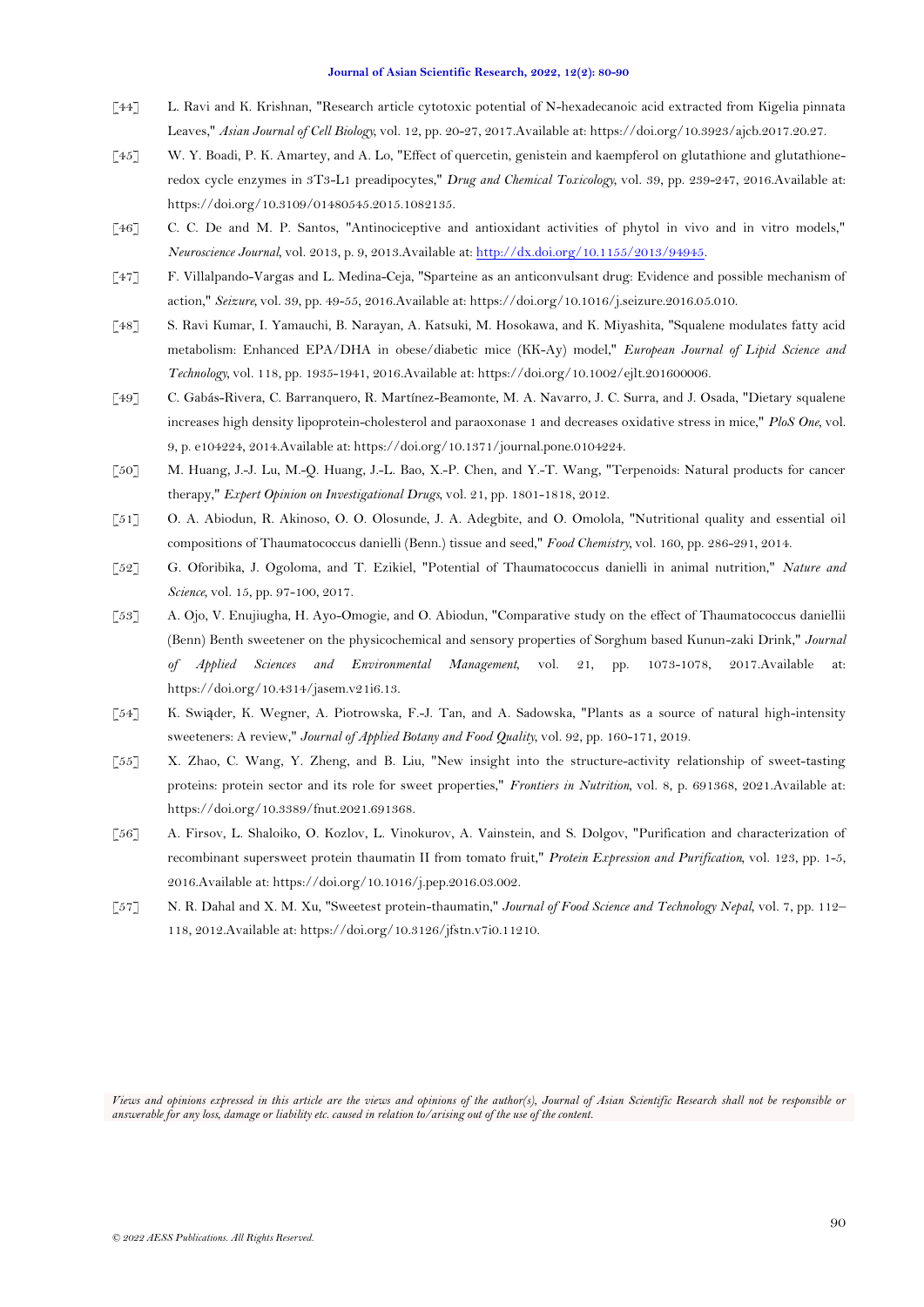[44] L. Ravi and K. Krishnan, "Research article cytotoxic potential of N-hexadecanoic acid extracted from Kigelia pinnata Leaves," *Asian Journal of Cell Biology*, vol. 12, pp. 20-27, 2017.Available at: https://doi.org/10.3923/ajcb.2017.20.27.

[45] W. Y. Boadi, P. K. Amartey, and A. Lo, "Effect of quercetin, genistein and kaempferol on glutathione and glutathione-redox cycle enzymes in 3T3-L1 preadipocytes," *Drug and Chemical Toxicology*, vol. 39, pp. 239-247, 2016.Available at: https://doi.org/10.3109/01480545.2015.1082135.

[46] C. C. De and M. P. Santos, "Antinociceptive and antioxidant activities of phytol in vivo and in vitro models," *Neuroscience Journal*, vol. 2013, p. 9, 2013.Available at: http://dx.doi.org/10.1155/2013/94945.

[47] F. Villalpando-Vargas and L. Medina-Ceja, "Sparteine as an anticonvulsant drug: Evidence and possible mechanism of action," *Seizure*, vol. 39, pp. 49-55, 2016.Available at: https://doi.org/10.1016/j.seizure.2016.05.010.

[48] S. Ravi Kumar, I. Yamauchi, B. Narayan, A. Katsuki, M. Hosokawa, and K. Miyashita, "Squalene modulates fatty acid metabolism: Enhanced EPA/DHA in obese/diabetic mice (KK-Ay) model," *European Journal of Lipid Science and Technology*, vol. 118, pp. 1935-1941, 2016.Available at: https://doi.org/10.1002/ejlt.201600006.

[49] C. Gabás-Rivera, C. Barranquero, R. Martínez-Beamonte, M. A. Navarro, J. C. Surra, and J. Osada, "Dietary squalene increases high density lipoprotein-cholesterol and paraoxonase 1 and decreases oxidative stress in mice," *PloS One*, vol. 9, p. e104224, 2014.Available at: https://doi.org/10.1371/journal.pone.0104224.

[50] M. Huang, J.-J. Lu, M.-Q. Huang, J.-L. Bao, X.-P. Chen, and Y.-T. Wang, "Terpenoids: Natural products for cancer therapy," *Expert Opinion on Investigational Drugs*, vol. 21, pp. 1801-1818, 2012.

[51] O. A. Abiodun, R. Akinoso, O. O. Olosunde, J. A. Adegbite, and O. Omolola, "Nutritional quality and essential oil compositions of Thaumatococcus danielli (Benn.) tissue and seed," *Food Chemistry*, vol. 160, pp. 286-291, 2014.

[52] G. Oforibika, J. Ogoloma, and T. Ezikiel, "Potential of Thaumatococcus danielli in animal nutrition," *Nature and Science*, vol. 15, pp. 97-100, 2017.

[53] A. Ojo, V. Enujiugha, H. Ayo-Omogie, and O. Abiodun, "Comparative study on the effect of Thaumatococcus daniellii (Benn) Benth sweetener on the physicochemical and sensory properties of Sorghum based Kunun-zaki Drink," *Journal of Applied Sciences and Environmental Management*, vol. 21, pp. 1073-1078, 2017.Available at: https://doi.org/10.4314/jasem.v21i6.13.

[54] K. Swiąder, K. Wegner, A. Piotrowska, F.-J. Tan, and A. Sadowska, "Plants as a source of natural high-intensity sweeteners: A review," *Journal of Applied Botany and Food Quality*, vol. 92, pp. 160-171, 2019.

[55] X. Zhao, C. Wang, Y. Zheng, and B. Liu, "New insight into the structure-activity relationship of sweet-tasting proteins: protein sector and its role for sweet properties," *Frontiers in Nutrition*, vol. 8, p. 691368, 2021.Available at: https://doi.org/10.3389/fnut.2021.691368.

[56] A. Firsov, L. Shaloiko, O. Kozlov, L. Vinokurov, A. Vainstein, and S. Dolgov, "Purification and characterization of recombinant supersweet protein thaumatin II from tomato fruit," *Protein Expression and Purification*, vol. 123, pp. 1-5, 2016.Available at: https://doi.org/10.1016/j.pep.2016.03.002.

[57] N. R. Dahal and X. M. Xu, "Sweetest protein-thaumatin," *Journal of Food Science and Technology Nepal*, vol. 7, pp. 112–118, 2012.Available at: https://doi.org/10.3126/jfstn.v7i0.11210.

*Views and opinions expressed in this article are the views and opinions of the author(s), Journal of Asian Scientific Research shall not be responsible or answerable for any loss, damage or liability etc. caused in relation to/arising out of the use of the content.*